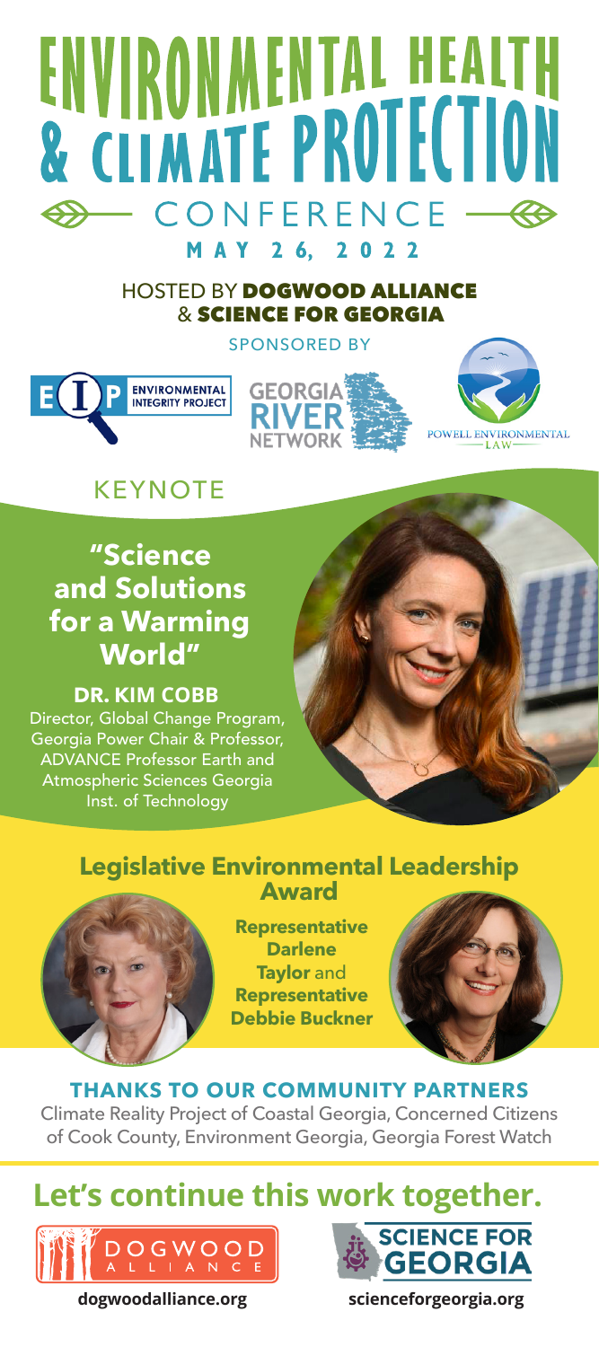# ENVIRONMENTAL HEALTH & CLIMATE PROTECTION CONFERENCE

**MAY 26, 2022**

HOSTED BY **DOGWOOD ALLIANCE** & **SCIENCE FOR GEORGIA**

SPONSORED BY

ENVIRONMENTAL INTEGRITY PROJECT

GEORGIA RIVER NETWORK

POWELL ENVIRONMENTAL LAW

## KEYNOTE

### "Science and Solutions for a Warming World"

**DR. KIM COBB**

Director, Global Change Program, Georgia Power Chair & Professor, ADVANCE Professor Earth and Atmospheric Sciences Georgia Inst. of Technology

### Legislative Environmental Leadership Award

**Representative Darlene Taylor** and **Representative Debbie Buckner**

**THANKS TO OUR COMMUNITY PARTNERS**

Climate Reality Project of Coastal Georgia, Concerned Citizens of Cook County, Environment Georgia, Georgia Forest Watch

## Let's continue this work together.

DOGWOOD ALLIANCE

SCIENCE FOR GEORGIA

**dogwoodalliance.org** **scienceforgeorgia.org**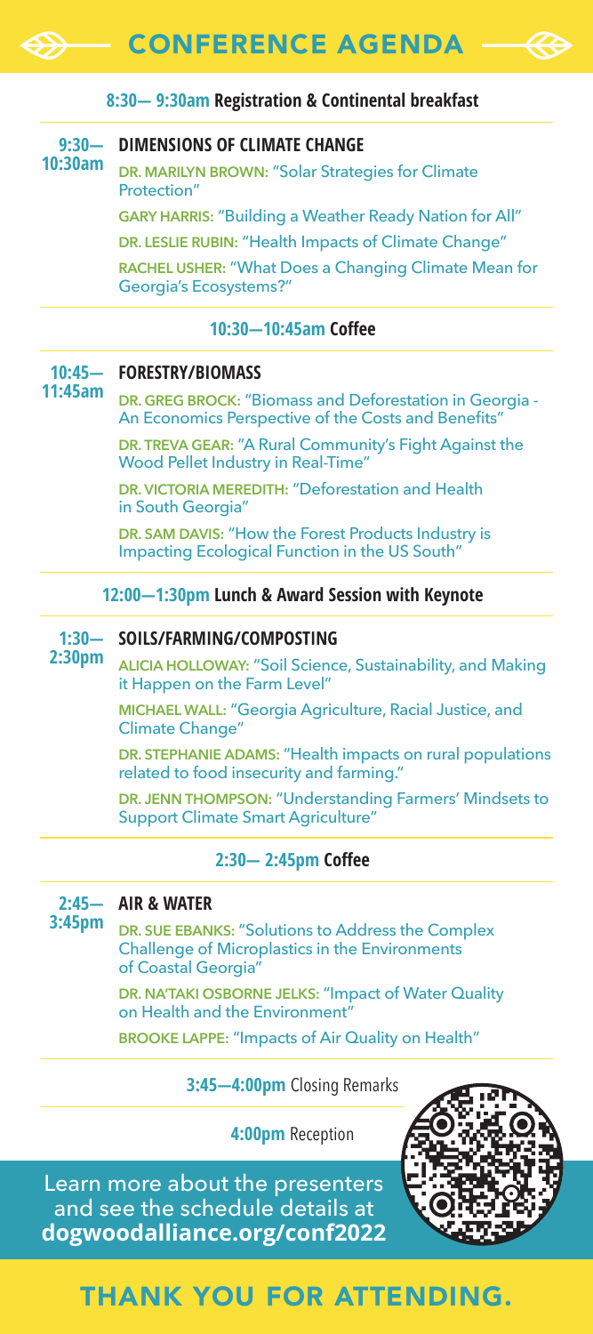# CONFERENCE AGENDA

**8:30— 9:30am Registration & Continental breakfast**

**9:30— 10:30am**

## DIMENSIONS OF CLIMATE CHANGE

**DR. MARILYN BROWN:** "Solar Strategies for Climate Protection"

**GARY HARRIS:** "Building a Weather Ready Nation for All"

**DR. LESLIE RUBIN:** "Health Impacts of Climate Change"

**RACHEL USHER:** "What Does a Changing Climate Mean for Georgia's Ecosystems?"

**10:30—10:45am Coffee**

**10:45— 11:45am**

## FORESTRY/BIOMASS

**DR. GREG BROCK:** "Biomass and Deforestation in Georgia - An Economics Perspective of the Costs and Benefits"

**DR. TREVA GEAR:** "A Rural Community's Fight Against the Wood Pellet Industry in Real-Time"

**DR. VICTORIA MEREDITH:** "Deforestation and Health in South Georgia"

**DR. SAM DAVIS:** "How the Forest Products Industry is Impacting Ecological Function in the US South"

**12:00—1:30pm Lunch & Award Session with Keynote**

**1:30— 2:30pm**

## SOILS/FARMING/COMPOSTING

**ALICIA HOLLOWAY:** "Soil Science, Sustainability, and Making it Happen on the Farm Level"

**MICHAEL WALL:** "Georgia Agriculture, Racial Justice, and Climate Change"

**DR. STEPHANIE ADAMS:** "Health impacts on rural populations related to food insecurity and farming."

**DR. JENN THOMPSON:** "Understanding Farmers' Mindsets to Support Climate Smart Agriculture"

**2:30— 2:45pm Coffee**

**2:45— 3:45pm**

## AIR & WATER

**DR. SUE EBANKS:** "Solutions to Address the Complex Challenge of Microplastics in the Environments of Coastal Georgia"

**DR. NA'TAKI OSBORNE JELKS:** "Impact of Water Quality on Health and the Environment"

**BROOKE LAPPE:** "Impacts of Air Quality on Health"

**3:45—4:00pm** Closing Remarks

**4:00pm** Reception

Learn more about the presenters and see the schedule details at **dogwoodalliance.org/conf2022**

## THANK YOU FOR ATTENDING.